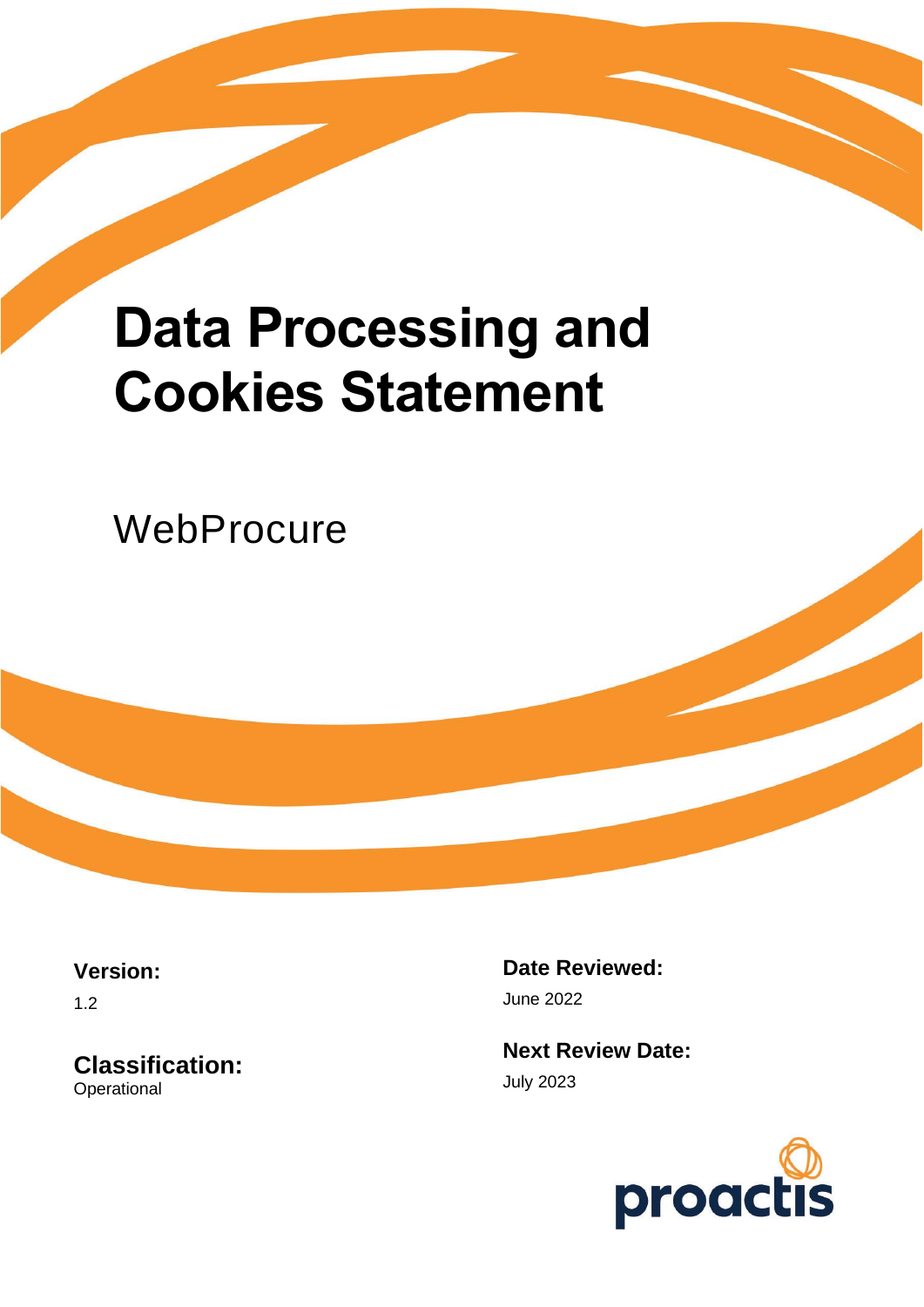# Data Processing and Cookies Statement

## WebProcure

**Version:**
1.2

**Classification:**
Operational

**Date Reviewed:**
June 2022

**Next Review Date:**
July 2023

proactis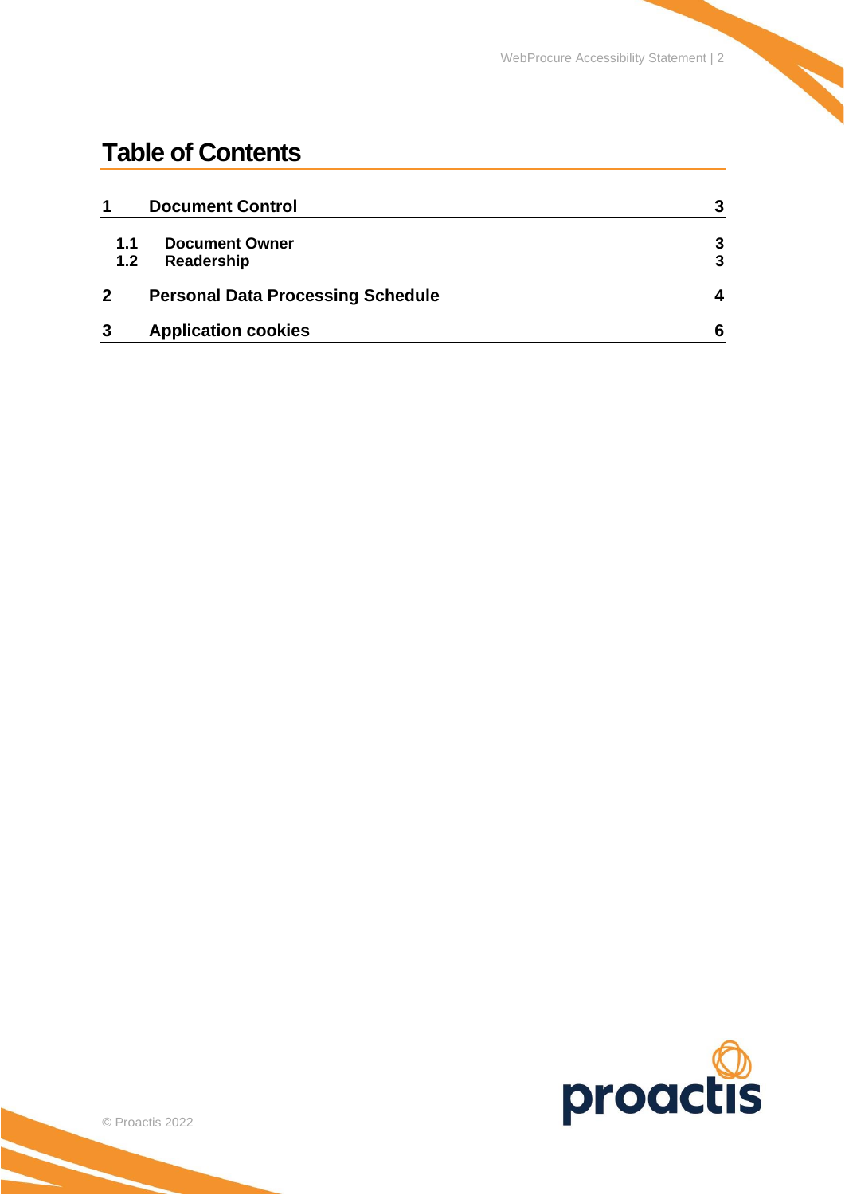# Table of Contents

| | | |
|---|---|---|
| **1** | **Document Control** | **3** |
| 1.1 | Document Owner | 3 |
| 1.2 | Readership | 3 |
| **2** | **Personal Data Processing Schedule** | **4** |
| **3** | **Application cookies** | **6** |

© Proactis 2022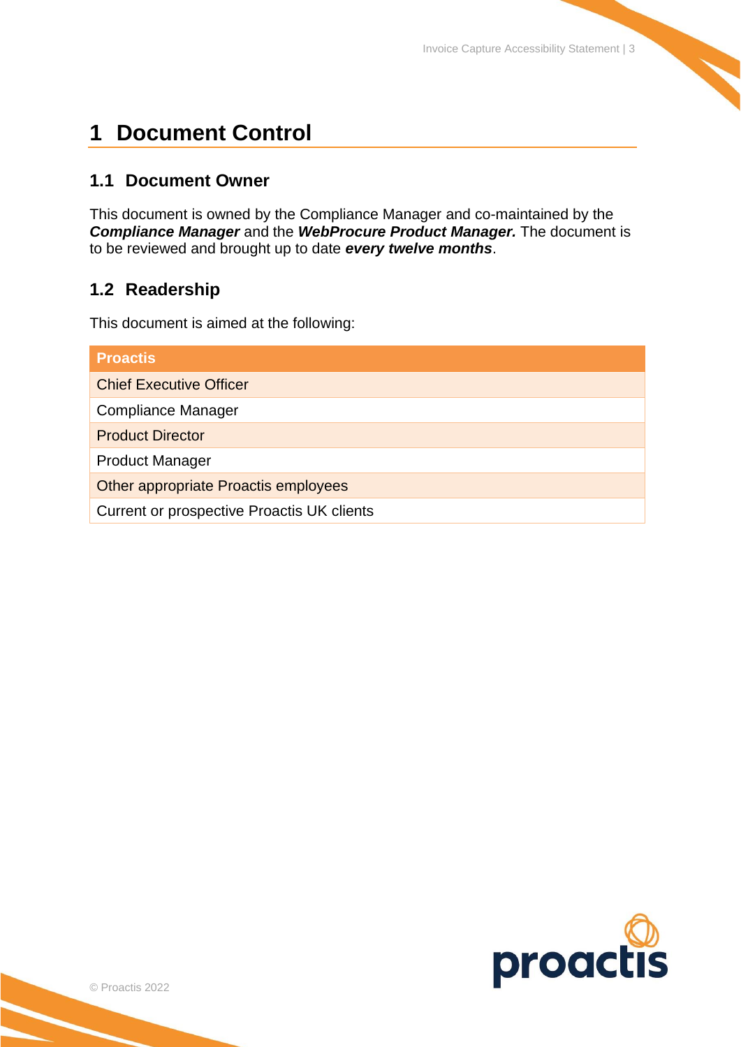# 1 Document Control

## 1.1 Document Owner

This document is owned by the Compliance Manager and co-maintained by the ***Compliance Manager*** and the ***WebProcure Product Manager.*** The document is to be reviewed and brought up to date ***every twelve months***.

## 1.2 Readership

This document is aimed at the following:

| Proactis |
|---|
| Chief Executive Officer |
| Compliance Manager |
| Product Director |
| Product Manager |
| Other appropriate Proactis employees |
| Current or prospective Proactis UK clients |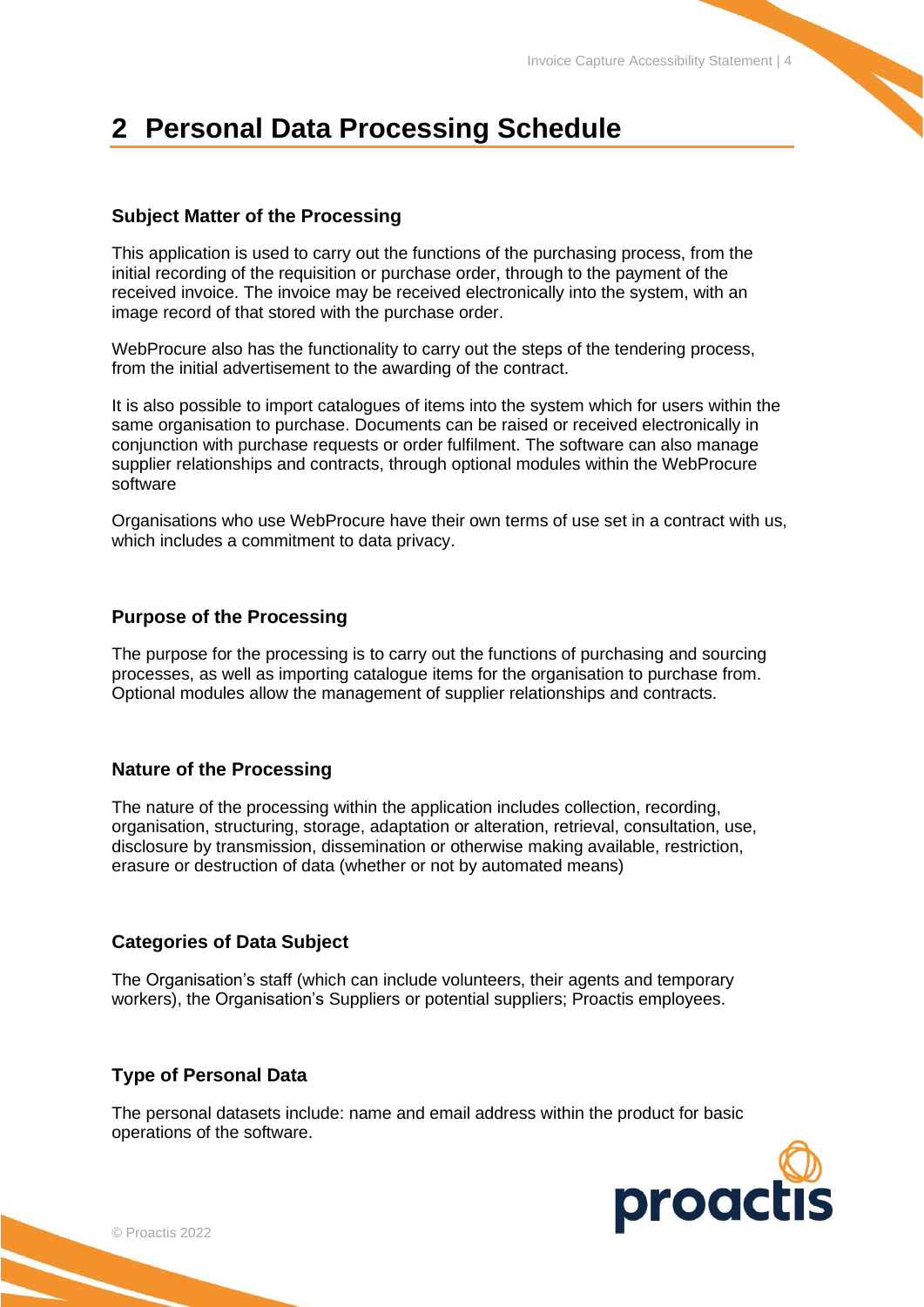# 2 Personal Data Processing Schedule

### Subject Matter of the Processing

This application is used to carry out the functions of the purchasing process, from the initial recording of the requisition or purchase order, through to the payment of the received invoice. The invoice may be received electronically into the system, with an image record of that stored with the purchase order.

WebProcure also has the functionality to carry out the steps of the tendering process, from the initial advertisement to the awarding of the contract.

It is also possible to import catalogues of items into the system which for users within the same organisation to purchase. Documents can be raised or received electronically in conjunction with purchase requests or order fulfilment. The software can also manage supplier relationships and contracts, through optional modules within the WebProcure software

Organisations who use WebProcure have their own terms of use set in a contract with us, which includes a commitment to data privacy.

### Purpose of the Processing

The purpose for the processing is to carry out the functions of purchasing and sourcing processes, as well as importing catalogue items for the organisation to purchase from. Optional modules allow the management of supplier relationships and contracts.

### Nature of the Processing

The nature of the processing within the application includes collection, recording, organisation, structuring, storage, adaptation or alteration, retrieval, consultation, use, disclosure by transmission, dissemination or otherwise making available, restriction, erasure or destruction of data (whether or not by automated means)

### Categories of Data Subject

The Organisation's staff (which can include volunteers, their agents and temporary workers), the Organisation's Suppliers or potential suppliers; Proactis employees.

### Type of Personal Data

The personal datasets include: name and email address within the product for basic operations of the software.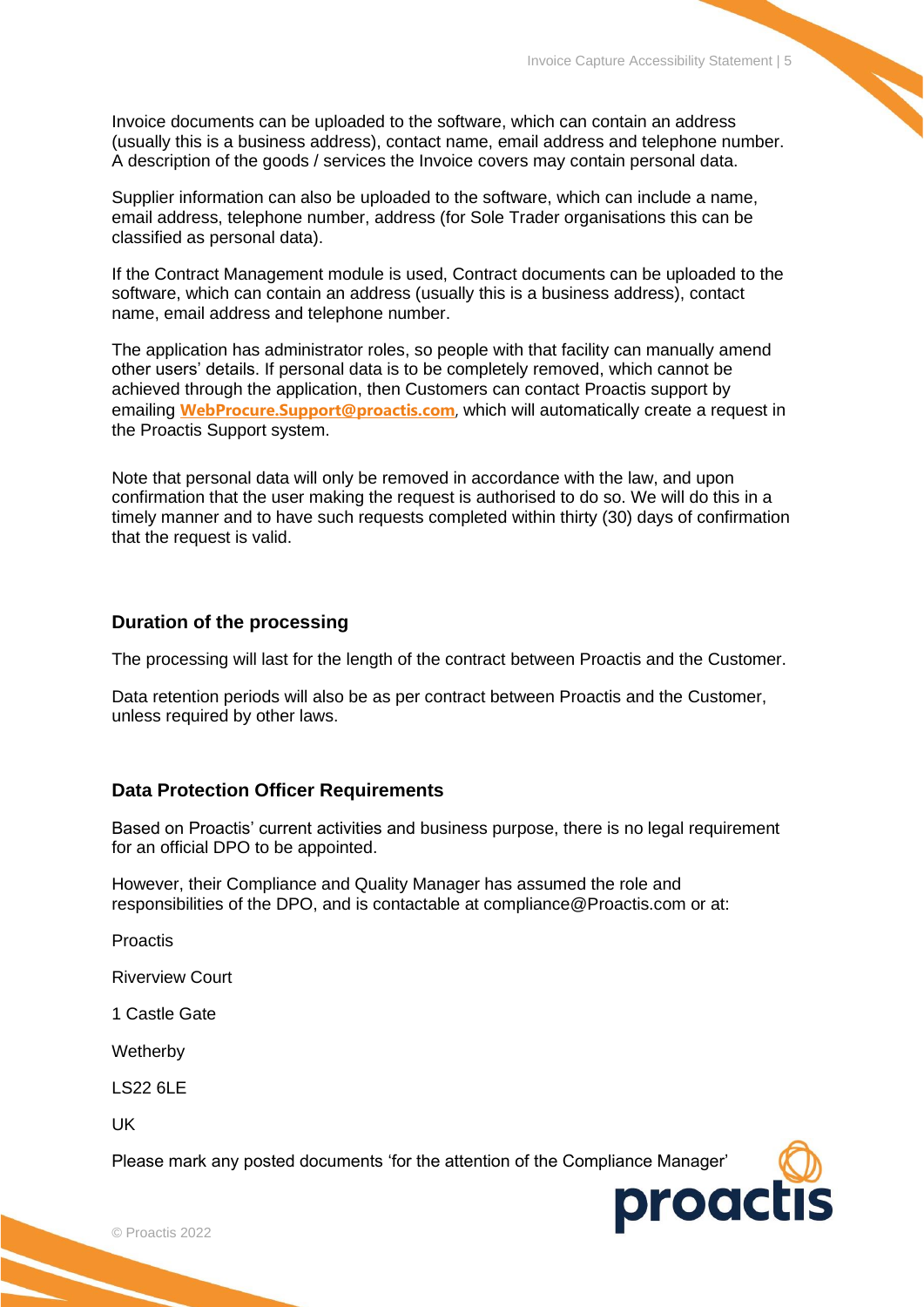Invoice documents can be uploaded to the software, which can contain an address (usually this is a business address), contact name, email address and telephone number. A description of the goods / services the Invoice covers may contain personal data.

Supplier information can also be uploaded to the software, which can include a name, email address, telephone number, address (for Sole Trader organisations this can be classified as personal data).

If the Contract Management module is used, Contract documents can be uploaded to the software, which can contain an address (usually this is a business address), contact name, email address and telephone number.

The application has administrator roles, so people with that facility can manually amend other users' details. If personal data is to be completely removed, which cannot be achieved through the application, then Customers can contact Proactis support by emailing **WebProcure.Support@proactis.com**, which will automatically create a request in the Proactis Support system.

Note that personal data will only be removed in accordance with the law, and upon confirmation that the user making the request is authorised to do so. We will do this in a timely manner and to have such requests completed within thirty (30) days of confirmation that the request is valid.

## Duration of the processing

The processing will last for the length of the contract between Proactis and the Customer.

Data retention periods will also be as per contract between Proactis and the Customer, unless required by other laws.

## Data Protection Officer Requirements

Based on Proactis' current activities and business purpose, there is no legal requirement for an official DPO to be appointed.

However, their Compliance and Quality Manager has assumed the role and responsibilities of the DPO, and is contactable at compliance@Proactis.com or at:

Proactis

Riverview Court

1 Castle Gate

Wetherby

LS22 6LE

UK

Please mark any posted documents 'for the attention of the Compliance Manager'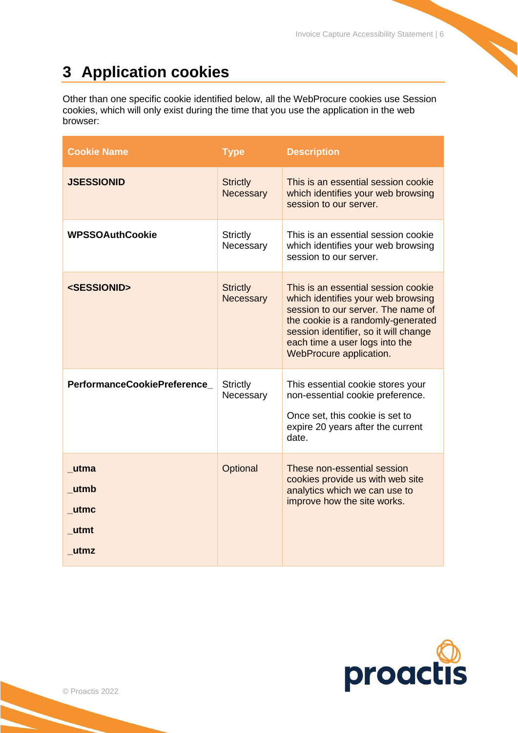# 3 Application cookies

Other than one specific cookie identified below, all the WebProcure cookies use Session cookies, which will only exist during the time that you use the application in the web browser:

| Cookie Name | Type | Description |
| --- | --- | --- |
| **JSESSIONID** | Strictly Necessary | This is an essential session cookie which identifies your web browsing session to our server. |
| **WPSSOAuthCookie** | Strictly Necessary | This is an essential session cookie which identifies your web browsing session to our server. |
| **<SESSIONID>** | Strictly Necessary | This is an essential session cookie which identifies your web browsing session to our server. The name of the cookie is a randomly-generated session identifier, so it will change each time a user logs into the WebProcure application. |
| **PerformanceCookiePreference_** | Strictly Necessary | This essential cookie stores your non-essential cookie preference.<br><br>Once set, this cookie is set to expire 20 years after the current date. |
| **_utma**<br>**_utmb**<br>**_utmc**<br>**_utmt**<br>**_utmz** | Optional | These non-essential session cookies provide us with web site analytics which we can use to improve how the site works. |

© Proactis 2022